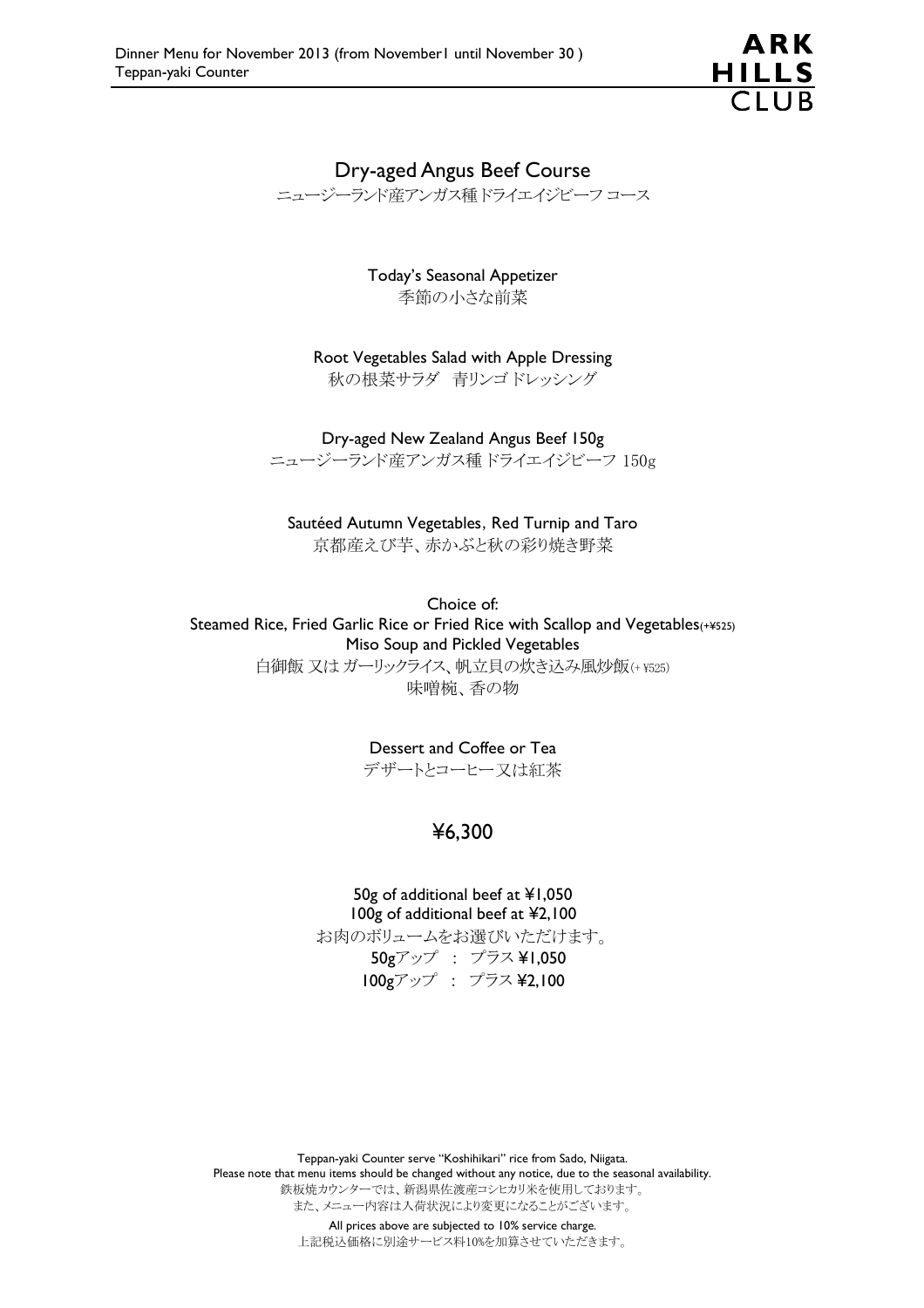Dinner Menu for November 2013 (from November1 until November 30 )
Teppan-yaki Counter

ARK HILLS CLUB

# Dry-aged Angus Beef Course

ニュージーランド産アンガス種ドライエイジビーフ コース

Today's Seasonal Appetizer
季節の小さな前菜

Root Vegetables Salad with Apple Dressing
秋の根菜サラダ　青リンゴ ドレッシング

Dry-aged New Zealand Angus Beef 150g
ニュージーランド産アンガス種 ドライエイジビーフ 150g

Sautéed Autumn Vegetables, Red Turnip and Taro
京都産えび芋、赤かぶと秋の彩り焼き野菜

Choice of:
Steamed Rice, Fried Garlic Rice or Fried Rice with Scallop and Vegetables(+¥525)
Miso Soup and Pickled Vegetables
白御飯 又は ガーリックライス、帆立貝の炊き込み風炒飯(+ ¥525)
味噌椀、香の物

Dessert and Coffee or Tea
デザートとコーヒー又は紅茶

## ¥6,300

50g of additional beef at ¥1,050
100g of additional beef at ¥2,100
お肉のボリュームをお選びいただけます。
50gアップ　:　プラス ¥1,050
100gアップ　:　プラス ¥2,100

Teppan-yaki Counter serve "Koshihikari" rice from Sado, Niigata.
Please note that menu items should be changed without any notice, due to the seasonal availability.
鉄板焼カウンターでは、新潟県佐渡産コシヒカリ米を使用しております。
また、メニュー内容は入荷状況により変更になることがございます。

All prices above are subjected to 10% service charge.
上記税込価格に別途サービス料10%を加算させていただきます。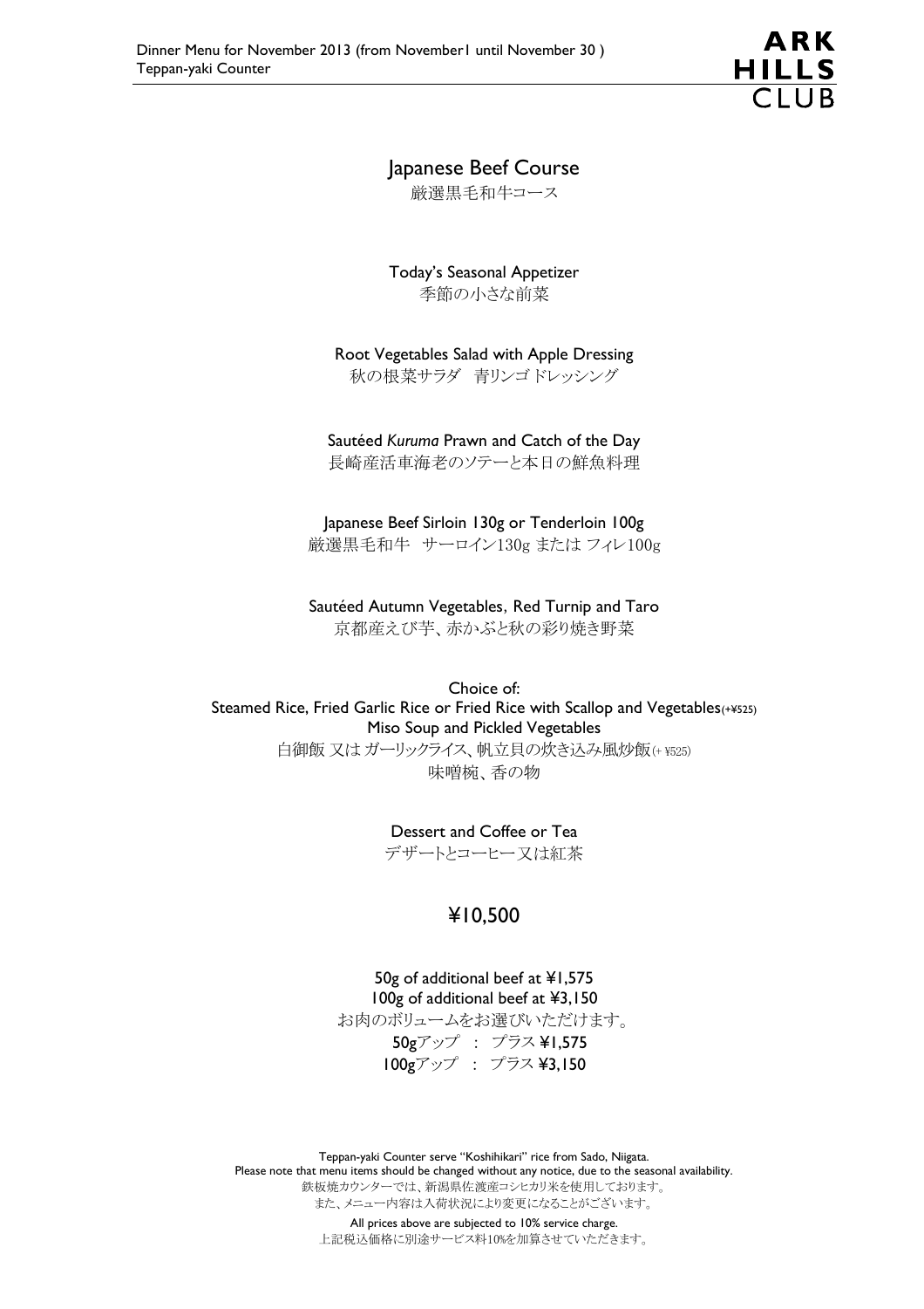Dinner Menu for November 2013 (from November1 until November 30 )
Teppan-yaki Counter

# Japanese Beef Course

厳選黒毛和牛コース

Today's Seasonal Appetizer
季節の小さな前菜

Root Vegetables Salad with Apple Dressing
秋の根菜サラダ　青リンゴドレッシング

Sautéed *Kuruma* Prawn and Catch of the Day
長崎産活車海老のソテーと本日の鮮魚料理

Japanese Beef Sirloin 130g or Tenderloin 100g
厳選黒毛和牛　サーロイン130g または フィレ100g

Sautéed Autumn Vegetables, Red Turnip and Taro
京都産えび芋、赤かぶと秋の彩り焼き野菜

Choice of:
Steamed Rice, Fried Garlic Rice or Fried Rice with Scallop and Vegetables(+¥525)
Miso Soup and Pickled Vegetables
白御飯 又は ガーリックライス、帆立貝の炊き込み風炒飯(+ ¥525)
味噌椀、香の物

Dessert and Coffee or Tea
デザートとコーヒー又は紅茶

## ¥10,500

50g of additional beef at ¥1,575
100g of additional beef at ¥3,150
お肉のボリュームをお選びいただけます。
50gアップ　：　プラス ¥1,575
100gアップ　：　プラス ¥3,150

Teppan-yaki Counter serve "Koshihikari" rice from Sado, Niigata.
Please note that menu items should be changed without any notice, due to the seasonal availability.
鉄板焼カウンターでは、新潟県佐渡産コシヒカリ米を使用しております。
また、メニュー内容は入荷状況により変更になることがございます。

All prices above are subjected to 10% service charge.
上記税込価格に別途サービス料10%を加算させていただきます。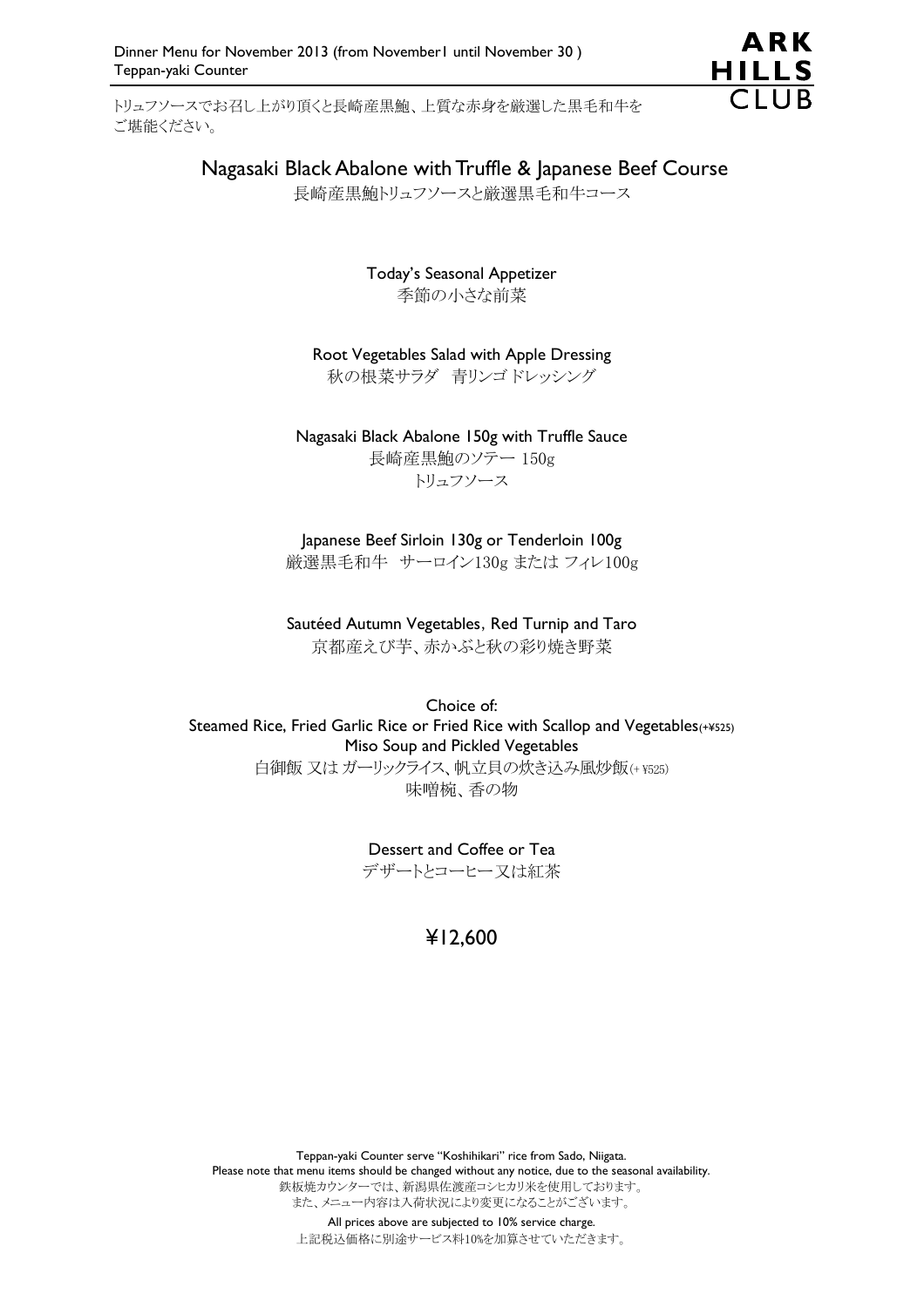Dinner Menu for November 2013 (from November1 until November 30 )
Teppan-yaki Counter

ARK HILLS CLUB

トリュフソースでお召し上がり頂くと長崎産黒鮑、上質な赤身を厳選した黒毛和牛を
ご堪能ください。

# Nagasaki Black Abalone with Truffle & Japanese Beef Course

長崎産黒鮑トリュフソースと厳選黒毛和牛コース

Today's Seasonal Appetizer
季節の小さな前菜

Root Vegetables Salad with Apple Dressing
秋の根菜サラダ　青リンゴドレッシング

Nagasaki Black Abalone 150g with Truffle Sauce
長崎産黒鮑のソテー 150g
トリュフソース

Japanese Beef Sirloin 130g or Tenderloin 100g
厳選黒毛和牛　サーロイン130g または フィレ100g

Sautéed Autumn Vegetables, Red Turnip and Taro
京都産えび芋、赤かぶと秋の彩り焼き野菜

Choice of:
Steamed Rice, Fried Garlic Rice or Fried Rice with Scallop and Vegetables(+¥525)
Miso Soup and Pickled Vegetables
白御飯 又は ガーリックライス、帆立貝の炊き込み風炒飯(+ ¥525)
味噌椀、香の物

Dessert and Coffee or Tea
デザートとコーヒー又は紅茶

## ¥12,600

Teppan-yaki Counter serve "Koshihikari" rice from Sado, Niigata.
Please note that menu items should be changed without any notice, due to the seasonal availability.
鉄板焼カウンターでは、新潟県佐渡産コシヒカリ米を使用しております。
また、メニュー内容は入荷状況により変更になることがございます。

All prices above are subjected to 10% service charge.
上記税込価格に別途サービス料10%を加算させていただきます。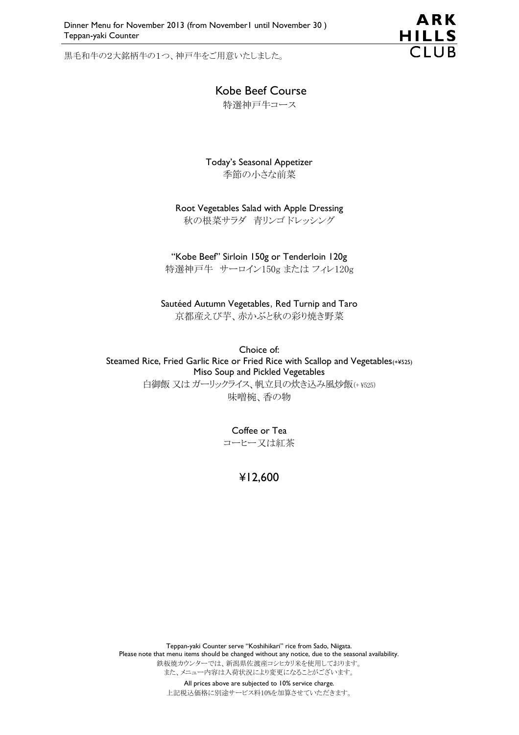Dinner Menu for November 2013 (from November1 until November 30 )
Teppan-yaki Counter

ARK HILLS CLUB

黒毛和牛の2大銘柄牛の1つ、神戸牛をご用意いたしました。

# Kobe Beef Course
特選神戸牛コース

Today's Seasonal Appetizer
季節の小さな前菜

Root Vegetables Salad with Apple Dressing
秋の根菜サラダ　青リンゴドレッシング

"Kobe Beef" Sirloin 150g or Tenderloin 120g
特選神戸牛　サーロイン150g または フィレ120g

Sautéed Autumn Vegetables, Red Turnip and Taro
京都産えび芋、赤かぶと秋の彩り焼き野菜

Choice of:
Steamed Rice, Fried Garlic Rice or Fried Rice with Scallop and Vegetables(+¥525)
Miso Soup and Pickled Vegetables
白御飯 又は ガーリックライス、帆立貝の炊き込み風炒飯(+ ¥525)
味噌椀、香の物

Coffee or Tea
コーヒー又は紅茶

**¥12,600**

Teppan-yaki Counter serve "Koshihikari" rice from Sado, Niigata.
Please note that menu items should be changed without any notice, due to the seasonal availability.
鉄板焼カウンターでは、新潟県佐渡産コシヒカリ米を使用しております。
また、メニュー内容は入荷状況により変更になることがございます。
All prices above are subjected to 10% service charge.
上記税込価格に別途サービス料10%を加算させていただきます。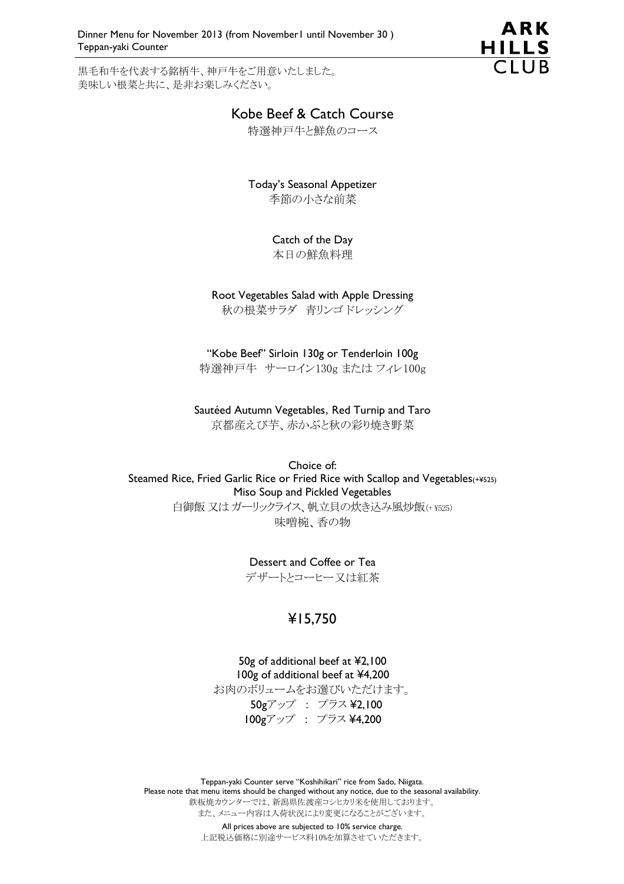Dinner Menu for November 2013 (from November1 until November 30 )
Teppan-yaki Counter

ARK HILLS CLUB

黒毛和牛を代表する銘柄牛、神戸牛をご用意いたしました。
美味しい根菜と共に、是非お楽しみください。

## Kobe Beef & Catch Course

特選神戸牛と鮮魚のコース

Today's Seasonal Appetizer
季節の小さな前菜

Catch of the Day
本日の鮮魚料理

Root Vegetables Salad with Apple Dressing
秋の根菜サラダ　青リンゴドレッシング

"Kobe Beef" Sirloin 130g or Tenderloin 100g
特選神戸牛　サーロイン130g または フィレ100g

Sautéed Autumn Vegetables, Red Turnip and Taro
京都産えび芋、赤かぶと秋の彩り焼き野菜

Choice of:
Steamed Rice, Fried Garlic Rice or Fried Rice with Scallop and Vegetables(+¥525)
Miso Soup and Pickled Vegetables
白御飯 又は ガーリックライス、帆立貝の炊き込み風炒飯(+ ¥525)
味噌椀、香の物

Dessert and Coffee or Tea
デザートとコーヒー又は紅茶

## ¥15,750

50g of additional beef at ¥2,100
100g of additional beef at ¥4,200
お肉のボリュームをお選びいただけます。
50gアップ　：　プラス ¥2,100
100gアップ　：　プラス ¥4,200

Teppan-yaki Counter serve "Koshihikari" rice from Sado, Niigata.
Please note that menu items should be changed without any notice, due to the seasonal availability.
鉄板焼カウンターでは、新潟県佐渡産コシヒカリ米を使用しております。
また、メニュー内容は入荷状況により変更になることがございます。

All prices above are subjected to 10% service charge.
上記税込価格に別途サービス料10%を加算させていただきます。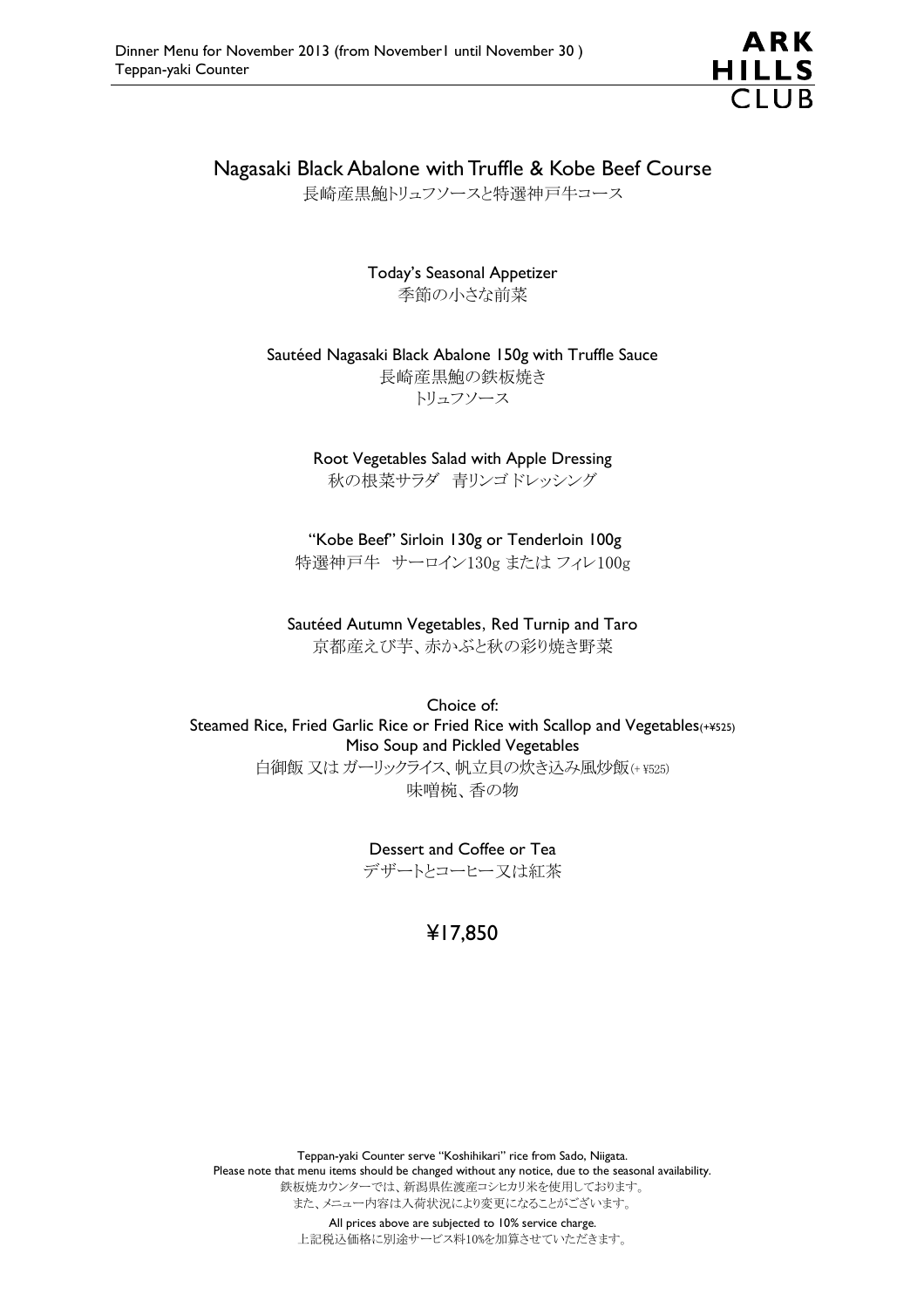Dinner Menu for November 2013 (from November1 until November 30 )
Teppan-yaki Counter

# Nagasaki Black Abalone with Truffle & Kobe Beef Course

長崎産黒鮑トリュフソースと特選神戸牛コース

Today's Seasonal Appetizer
季節の小さな前菜

Sautéed Nagasaki Black Abalone 150g with Truffle Sauce
長崎産黒鮑の鉄板焼き
トリュフソース

Root Vegetables Salad with Apple Dressing
秋の根菜サラダ　青リンゴドレッシング

"Kobe Beef" Sirloin 130g or Tenderloin 100g
特選神戸牛　サーロイン130g または フィレ100g

Sautéed Autumn Vegetables, Red Turnip and Taro
京都産えび芋、赤かぶと秋の彩り焼き野菜

Choice of:
Steamed Rice, Fried Garlic Rice or Fried Rice with Scallop and Vegetables(+¥525)
Miso Soup and Pickled Vegetables
白御飯 又は ガーリックライス、帆立貝の炊き込み風炒飯(+ ¥525)
味噌椀、香の物

Dessert and Coffee or Tea
デザートとコーヒー又は紅茶

## ¥17,850

Teppan-yaki Counter serve "Koshihikari" rice from Sado, Niigata.
Please note that menu items should be changed without any notice, due to the seasonal availability.
鉄板焼カウンターでは、新潟県佐渡産コシヒカリ米を使用しております。
また、メニュー内容は入荷状況により変更になることがございます。

All prices above are subjected to 10% service charge.
上記税込価格に別途サービス料10%を加算させていただきます。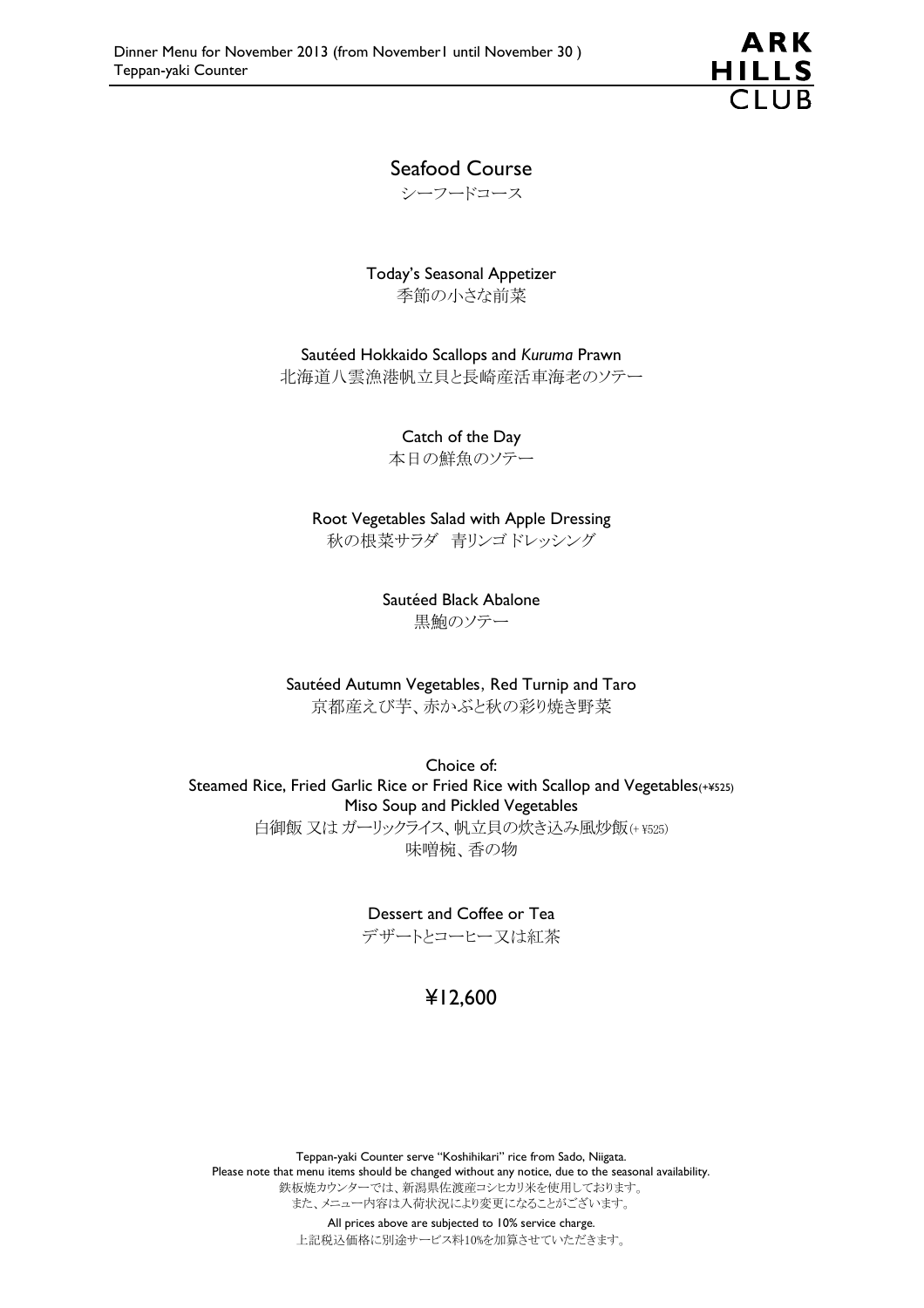# Seafood Course

シーフードコース

Today's Seasonal Appetizer
季節の小さな前菜

Sautéed Hokkaido Scallops and *Kuruma* Prawn
北海道八雲漁港帆立貝と長崎産活車海老のソテー

Catch of the Day
本日の鮮魚のソテー

Root Vegetables Salad with Apple Dressing
秋の根菜サラダ　青リンゴ ドレッシング

Sautéed Black Abalone
黒鮑のソテー

Sautéed Autumn Vegetables, Red Turnip and Taro
京都産えび芋、赤かぶと秋の彩り焼き野菜

Choice of:
Steamed Rice, Fried Garlic Rice or Fried Rice with Scallop and Vegetables(+¥525)
Miso Soup and Pickled Vegetables
白御飯 又は ガーリックライス、帆立貝の炊き込み風炒飯(+ ¥525)
味噌椀、香の物

Dessert and Coffee or Tea
デザートとコーヒー又は紅茶

## ¥12,600

Teppan-yaki Counter serve "Koshihikari" rice from Sado, Niigata.
Please note that menu items should be changed without any notice, due to the seasonal availability.
鉄板焼カウンターでは、新潟県佐渡産コシヒカリ米を使用しております。
また、メニュー内容は入荷状況により変更になることがございます。

All prices above are subjected to 10% service charge.
上記税込価格に別途サービス料10%を加算させていただきます。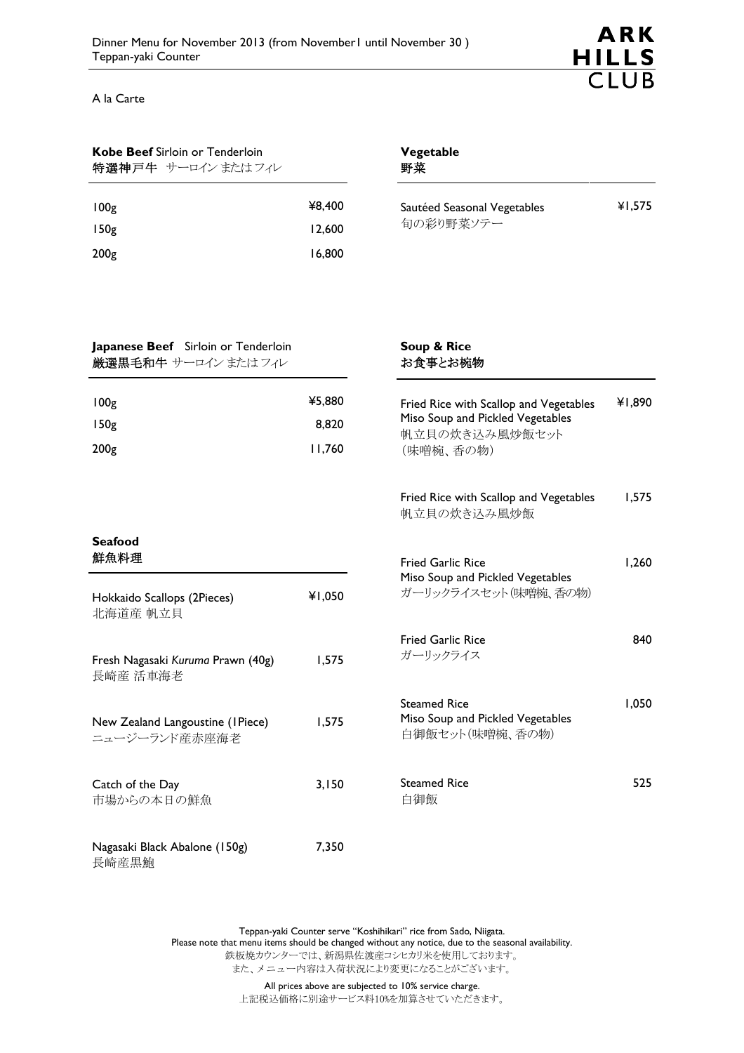Dinner Menu for November 2013 (from November1 until November 30 )
Teppan-yaki Counter

ARK HILLS CLUB

A la Carte

## **Kobe Beef** Sirloin or Tenderloin
**特選神戸牛** サーロイン またはフィレ

| | |
|---|---|
| 100g | ¥8,400 |
| 150g | 12,600 |
| 200g | 16,800 |

## **Japanese Beef** Sirloin or Tenderloin
**厳選黒毛和牛** サーロイン またはフィレ

| | |
|---|---|
| 100g | ¥5,880 |
| 150g | 8,820 |
| 200g | 11,760 |

## **Seafood**
**鮮魚料理**

| | |
|---|---|
| Hokkaido Scallops (2Pieces)<br>北海道産 帆立貝 | ¥1,050 |
| Fresh Nagasaki *Kuruma* Prawn (40g)<br>長崎産 活車海老 | 1,575 |
| New Zealand Langoustine (1Piece)<br>ニュージーランド産赤座海老 | 1,575 |
| Catch of the Day<br>市場からの本日の鮮魚 | 3,150 |
| Nagasaki Black Abalone (150g)<br>長崎産黒鮑 | 7,350 |

## **Vegetable**
**野菜**

| | |
|---|---|
| Sautéed Seasonal Vegetables<br>旬の彩り野菜ソテー | ¥1,575 |

## **Soup & Rice**
**お食事とお椀物**

| | |
|---|---|
| Fried Rice with Scallop and Vegetables<br>Miso Soup and Pickled Vegetables<br>帆立貝の炊き込み風炒飯セット<br>（味噌椀、香の物） | ¥1,890 |
| Fried Rice with Scallop and Vegetables<br>帆立貝の炊き込み風炒飯 | 1,575 |
| Fried Garlic Rice<br>Miso Soup and Pickled Vegetables<br>ガーリックライスセット(味噌椀、香の物) | 1,260 |
| Fried Garlic Rice<br>ガーリックライス | 840 |
| Steamed Rice<br>Miso Soup and Pickled Vegetables<br>白御飯セット(味噌椀、香の物) | 1,050 |
| Steamed Rice<br>白御飯 | 525 |

Teppan-yaki Counter serve "Koshihikari" rice from Sado, Niigata.
Please note that menu items should be changed without any notice, due to the seasonal availability.
鉄板焼カウンターでは、新潟県佐渡産コシヒカリ米を使用しております。
また、メニュー内容は入荷状況により変更になることがございます。

All prices above are subjected to 10% service charge.
上記税込価格に別途サービス料10%を加算させていただきます。